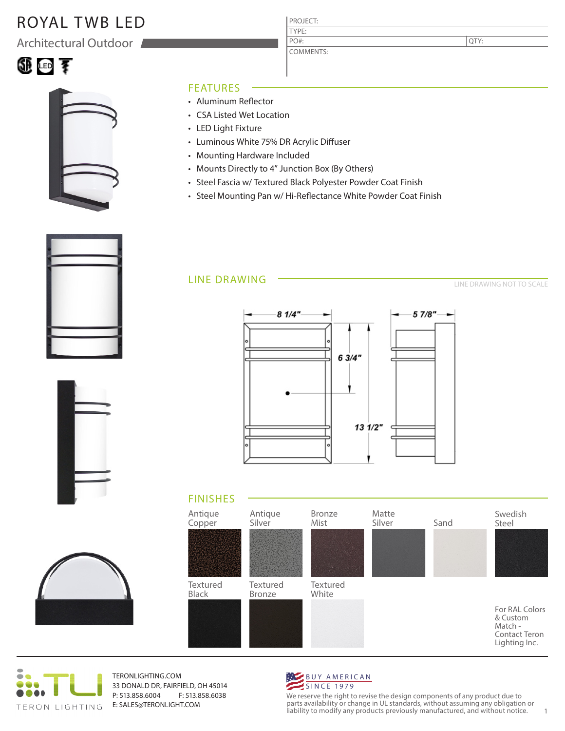# ROYAL TWB LED

## Architectural Outdoor

| PROJECT: | |
|---|---|
| TYPE: | |
| PO#: | QTY: |
| COMMENTS: | |

## FEATURES

- Aluminum Reflector
- CSA Listed Wet Location
- LED Light Fixture
- Luminous White 75% DR Acrylic Diffuser
- Mounting Hardware Included
- Mounts Directly to 4" Junction Box (By Others)
- Steel Fascia w/ Textured Black Polyester Powder Coat Finish
- Steel Mounting Pan w/ Hi-Reflectance White Powder Coat Finish

## LINE DRAWING

LINE DRAWING NOT TO SCALE

8 1/4"

6 3/4"

13 1/2"

5 7/8"

## FINISHES

Antique Copper

Antique Silver

Bronze Mist

Matte Silver

Sand

Swedish Steel

Textured Black

Textured Bronze

Textured White

For RAL Colors & Custom Match - Contact Teron Lighting Inc.

TERON LIGHTING

TERONLIGHTING.COM
33 DONALD DR, FAIRFIELD, OH 45014
P: 513.858.6004 F: 513.858.6038
E: SALES@TERONLIGHT.COM

BUY AMERICAN
SINCE 1979

We reserve the right to revise the design components of any product due to parts availability or change in UL standards, without assuming any obligation or liability to modify any products previously manufactured, and without notice.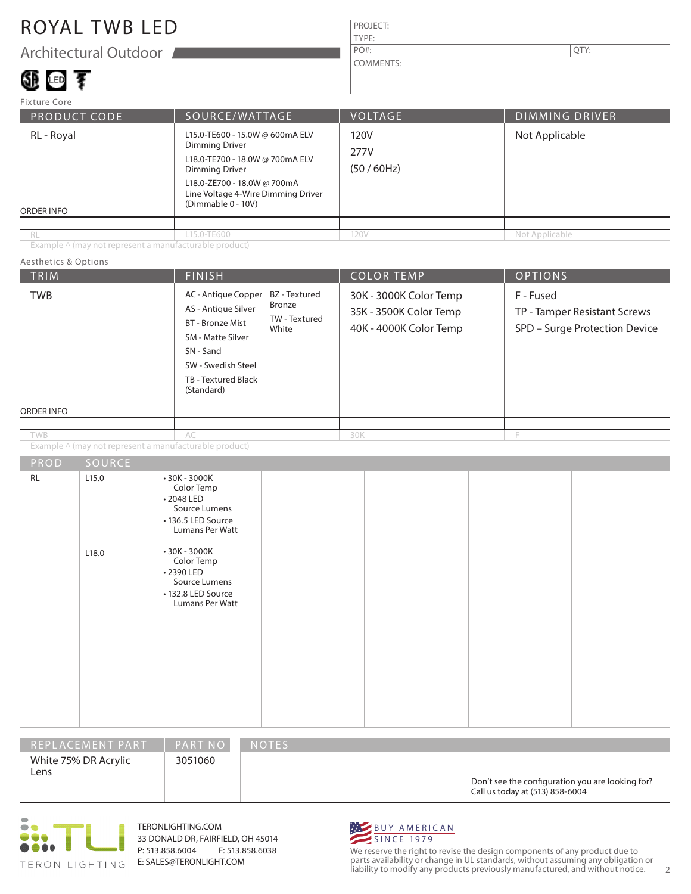# ROYAL TWB LED

## Architectural Outdoor

| PROJECT: | |
|---|---|
| TYPE: | |
| PO#: | QTY: |
| COMMENTS: | |

Fixture Core

| PRODUCT CODE | SOURCE/WATTAGE | VOLTAGE | DIMMING DRIVER |
|---|---|---|---|
| RL - Royal | L15.0-TE600 - 15.0W @ 600mA ELV Dimming Driver<br>L18.0-TE700 - 18.0W @ 700mA ELV Dimming Driver<br>L18.0-ZE700 - 18.0W @ 700mA Line Voltage 4-Wire Dimming Driver (Dimmable 0 - 10V) | 120V<br>277V<br>(50 / 60Hz) | Not Applicable |
| ORDER INFO | | | |
| RL | L15.0-TE600 | 120V | Not Applicable |

Example ^ (may not represent a manufacturable product)

Aesthetics & Options

| TRIM | FINISH | COLOR TEMP | OPTIONS |
|---|---|---|---|
| TWB | AC - Antique Copper<br>AS - Antique Silver<br>BT - Bronze Mist<br>SM - Matte Silver<br>SN - Sand<br>SW - Swedish Steel<br>TB - Textured Black (Standard)<br>BZ - Textured Bronze<br>TW - Textured White | 30K - 3000K Color Temp<br>35K - 3500K Color Temp<br>40K - 4000K Color Temp | F - Fused<br>TP - Tamper Resistant Screws<br>SPD – Surge Protection Device |
| ORDER INFO | | | |
| TWB | AC | 30K | F |

Example ^ (may not represent a manufacturable product)

| PROD | SOURCE | | | | | |
|---|---|---|---|---|---|---|
| RL | L15.0 | • 30K - 3000K Color Temp<br>• 2048 LED Source Lumens<br>• 136.5 LED Source Lumans Per Watt | | | | |
| | L18.0 | • 30K - 3000K Color Temp<br>• 2390 LED Source Lumens<br>• 132.8 LED Source Lumans Per Watt | | | | |

| REPLACEMENT PART | PART NO | NOTES |
|---|---|---|
| White 75% DR Acrylic Lens | 3051060 | Don't see the configuration you are looking for? Call us today at (513) 858-6004 |

TERON LIGHTING

TERONLIGHTING.COM
33 DONALD DR, FAIRFIELD, OH 45014
P: 513.858.6004 F: 513.858.6038
E: SALES@TERONLIGHT.COM

BUY AMERICAN SINCE 1979

We reserve the right to revise the design components of any product due to parts availability or change in UL standards, without assuming any obligation or liability to modify any products previously manufactured, and without notice.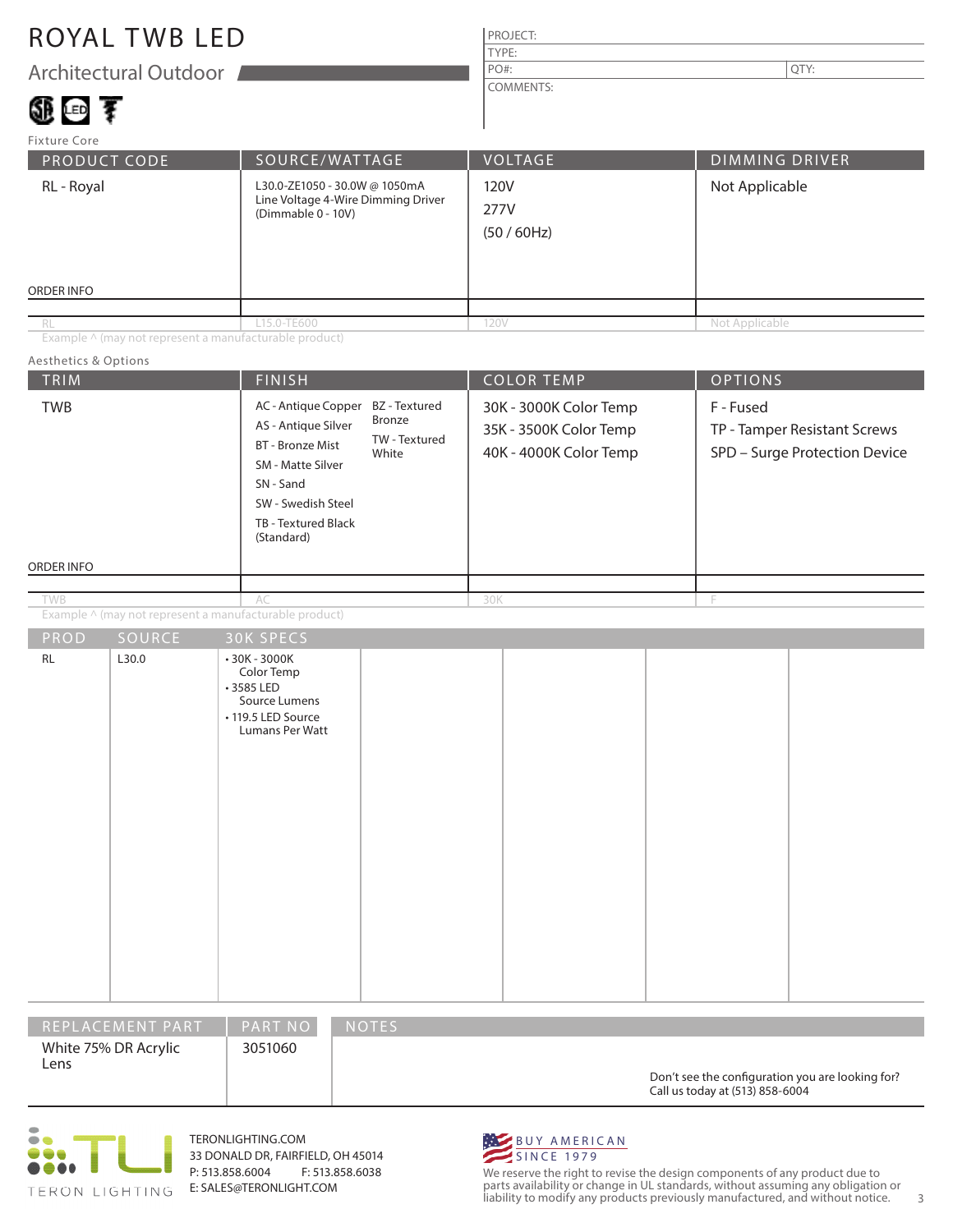# ROYAL TWB LED

## Architectural Outdoor

| | |
|---|---|
| PROJECT: | |
| TYPE: | |
| PO#: | QTY: |
| COMMENTS: | |

### Fixture Core

| PRODUCT CODE | SOURCE/WATTAGE | VOLTAGE | DIMMING DRIVER |
|---|---|---|---|
| RL - Royal | L30.0-ZE1050 - 30.0W @ 1050mA Line Voltage 4-Wire Dimming Driver (Dimmable 0 - 10V) | 120V<br>277V<br>(50 / 60Hz) | Not Applicable |
| ORDER INFO | | | |
| RL | L15.0-TE600 | 120V | Not Applicable |

Example ^ (may not represent a manufacturable product)

### Aesthetics & Options

| TRIM | FINISH | COLOR TEMP | OPTIONS |
|---|---|---|---|
| TWB | AC - Antique Copper<br>AS - Antique Silver<br>BT - Bronze Mist<br>SM - Matte Silver<br>SN - Sand<br>SW - Swedish Steel<br>TB - Textured Black (Standard)<br>BZ - Textured Bronze<br>TW - Textured White | 30K - 3000K Color Temp<br>35K - 3500K Color Temp<br>40K - 4000K Color Temp | F - Fused<br>TP - Tamper Resistant Screws<br>SPD – Surge Protection Device |
| ORDER INFO | | | |
| TWB | AC | 30K | F |

Example ^ (may not represent a manufacturable product)

| PROD | SOURCE | 30K SPECS |
|---|---|---|
| RL | L30.0 | • 30K - 3000K Color Temp<br>• 3585 LED Source Lumens<br>• 119.5 LED Source Lumans Per Watt |

| REPLACEMENT PART | PART NO | NOTES |
|---|---|---|
| White 75% DR Acrylic Lens | 3051060 | |

Don't see the configuration you are looking for? Call us today at (513) 858-6004

TERON LIGHTING

TERONLIGHTING.COM
33 DONALD DR, FAIRFIELD, OH 45014
P: 513.858.6004 F: 513.858.6038
E: SALES@TERONLIGHT.COM

BUY AMERICAN SINCE 1979

We reserve the right to revise the design components of any product due to parts availability or change in UL standards, without assuming any obligation or liability to modify any products previously manufactured, and without notice.